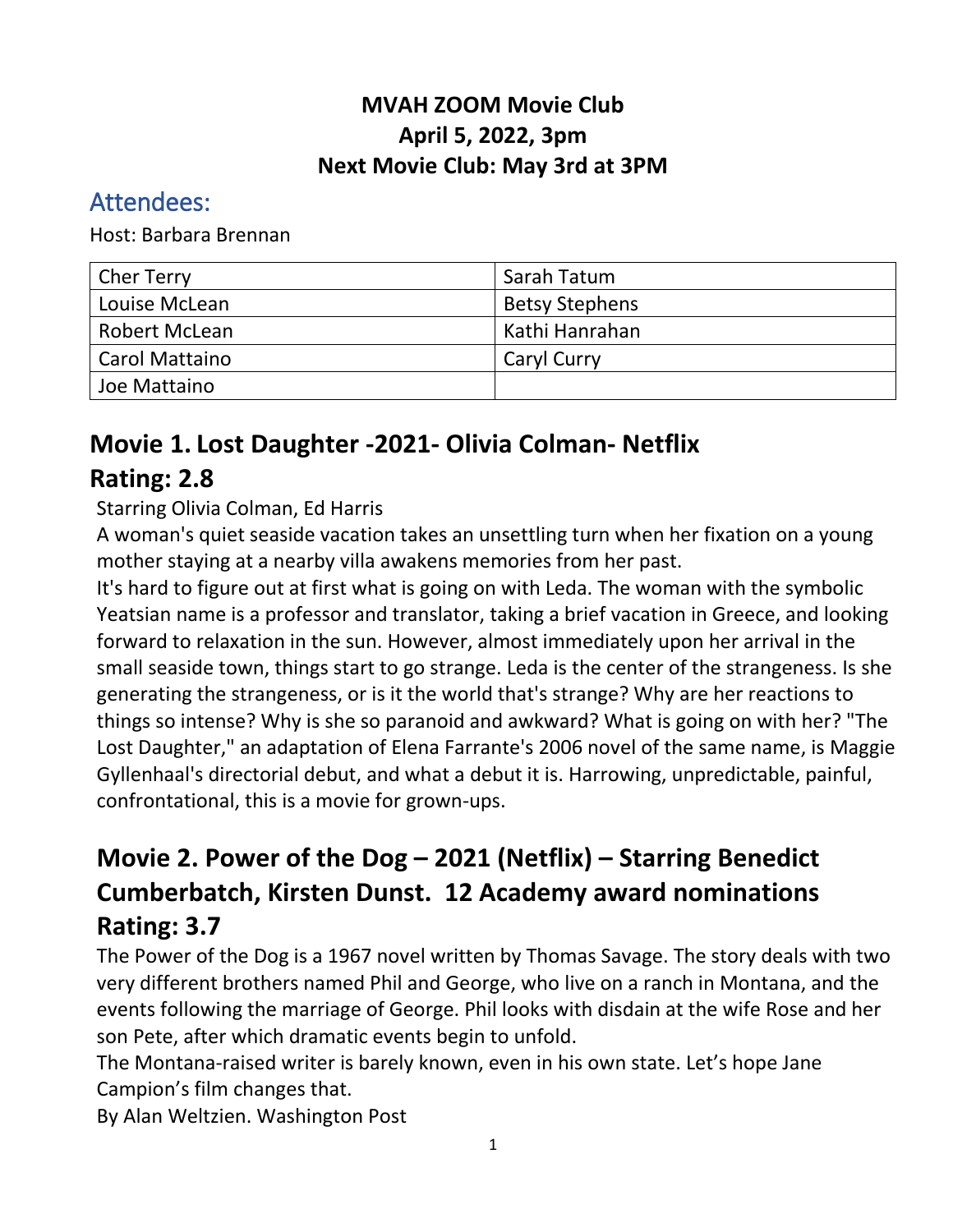**MVAH ZOOM Movie Club**
**April 5, 2022, 3pm**
**Next Movie Club: May 3rd at 3PM**

## Attendees:

Host: Barbara Brennan

| | |
|---|---|
| Cher Terry | Sarah Tatum |
| Louise McLean | Betsy Stephens |
| Robert McLean | Kathi Hanrahan |
| Carol Mattaino | Caryl Curry |
| Joe Mattaino | |

## Movie 1. Lost Daughter -2021- Olivia Colman- Netflix

## Rating: 2.8

Starring Olivia Colman, Ed Harris

A woman's quiet seaside vacation takes an unsettling turn when her fixation on a young mother staying at a nearby villa awakens memories from her past.

It's hard to figure out at first what is going on with Leda. The woman with the symbolic Yeatsian name is a professor and translator, taking a brief vacation in Greece, and looking forward to relaxation in the sun. However, almost immediately upon her arrival in the small seaside town, things start to go strange. Leda is the center of the strangeness. Is she generating the strangeness, or is it the world that's strange? Why are her reactions to things so intense? Why is she so paranoid and awkward? What is going on with her? "The Lost Daughter," an adaptation of Elena Farrante's 2006 novel of the same name, is Maggie Gyllenhaal's directorial debut, and what a debut it is. Harrowing, unpredictable, painful, confrontational, this is a movie for grown-ups.

## Movie 2. Power of the Dog – 2021 (Netflix) – Starring Benedict Cumberbatch, Kirsten Dunst. 12 Academy award nominations

## Rating: 3.7

The Power of the Dog is a 1967 novel written by Thomas Savage. The story deals with two very different brothers named Phil and George, who live on a ranch in Montana, and the events following the marriage of George. Phil looks with disdain at the wife Rose and her son Pete, after which dramatic events begin to unfold.

The Montana-raised writer is barely known, even in his own state. Let's hope Jane Campion's film changes that.

By Alan Weltzien. Washington Post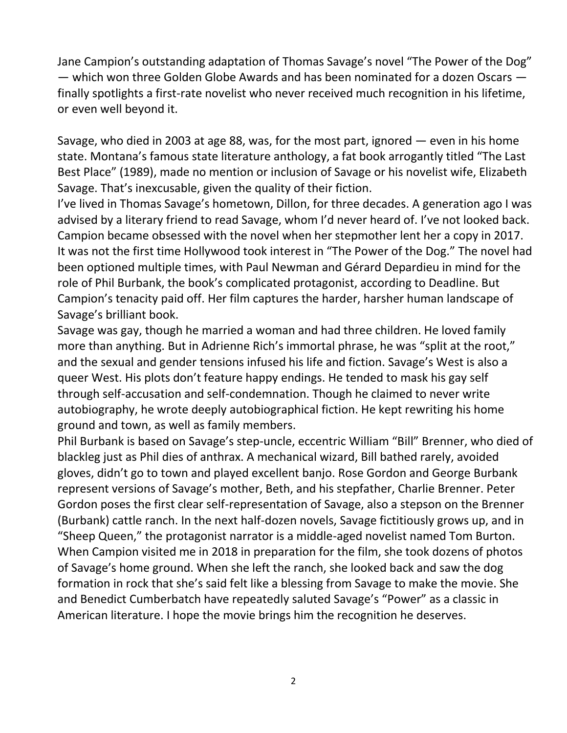Jane Campion's outstanding adaptation of Thomas Savage's novel "The Power of the Dog" — which won three Golden Globe Awards and has been nominated for a dozen Oscars — finally spotlights a first-rate novelist who never received much recognition in his lifetime, or even well beyond it.

Savage, who died in 2003 at age 88, was, for the most part, ignored — even in his home state. Montana's famous state literature anthology, a fat book arrogantly titled "The Last Best Place" (1989), made no mention or inclusion of Savage or his novelist wife, Elizabeth Savage. That's inexcusable, given the quality of their fiction.

I've lived in Thomas Savage's hometown, Dillon, for three decades. A generation ago I was advised by a literary friend to read Savage, whom I'd never heard of. I've not looked back.

Campion became obsessed with the novel when her stepmother lent her a copy in 2017. It was not the first time Hollywood took interest in "The Power of the Dog." The novel had been optioned multiple times, with Paul Newman and Gérard Depardieu in mind for the role of Phil Burbank, the book's complicated protagonist, according to Deadline. But Campion's tenacity paid off. Her film captures the harder, harsher human landscape of Savage's brilliant book.

Savage was gay, though he married a woman and had three children. He loved family more than anything. But in Adrienne Rich's immortal phrase, he was "split at the root," and the sexual and gender tensions infused his life and fiction. Savage's West is also a queer West. His plots don't feature happy endings. He tended to mask his gay self through self-accusation and self-condemnation. Though he claimed to never write autobiography, he wrote deeply autobiographical fiction. He kept rewriting his home ground and town, as well as family members.

Phil Burbank is based on Savage's step-uncle, eccentric William "Bill" Brenner, who died of blackleg just as Phil dies of anthrax. A mechanical wizard, Bill bathed rarely, avoided gloves, didn't go to town and played excellent banjo. Rose Gordon and George Burbank represent versions of Savage's mother, Beth, and his stepfather, Charlie Brenner. Peter Gordon poses the first clear self-representation of Savage, also a stepson on the Brenner (Burbank) cattle ranch. In the next half-dozen novels, Savage fictitiously grows up, and in "Sheep Queen," the protagonist narrator is a middle-aged novelist named Tom Burton.

When Campion visited me in 2018 in preparation for the film, she took dozens of photos of Savage's home ground. When she left the ranch, she looked back and saw the dog formation in rock that she's said felt like a blessing from Savage to make the movie. She and Benedict Cumberbatch have repeatedly saluted Savage's "Power" as a classic in American literature. I hope the movie brings him the recognition he deserves.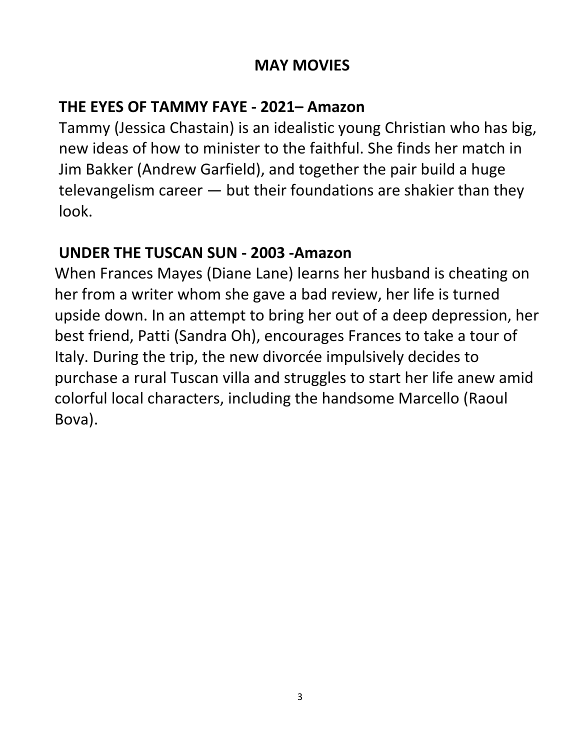# MAY MOVIES

## THE EYES OF TAMMY FAYE - 2021– Amazon

Tammy (Jessica Chastain) is an idealistic young Christian who has big, new ideas of how to minister to the faithful. She finds her match in Jim Bakker (Andrew Garfield), and together the pair build a huge televangelism career — but their foundations are shakier than they look.

## UNDER THE TUSCAN SUN - 2003 -Amazon

When Frances Mayes (Diane Lane) learns her husband is cheating on her from a writer whom she gave a bad review, her life is turned upside down. In an attempt to bring her out of a deep depression, her best friend, Patti (Sandra Oh), encourages Frances to take a tour of Italy. During the trip, the new divorcée impulsively decides to purchase a rural Tuscan villa and struggles to start her life anew amid colorful local characters, including the handsome Marcello (Raoul Bova).